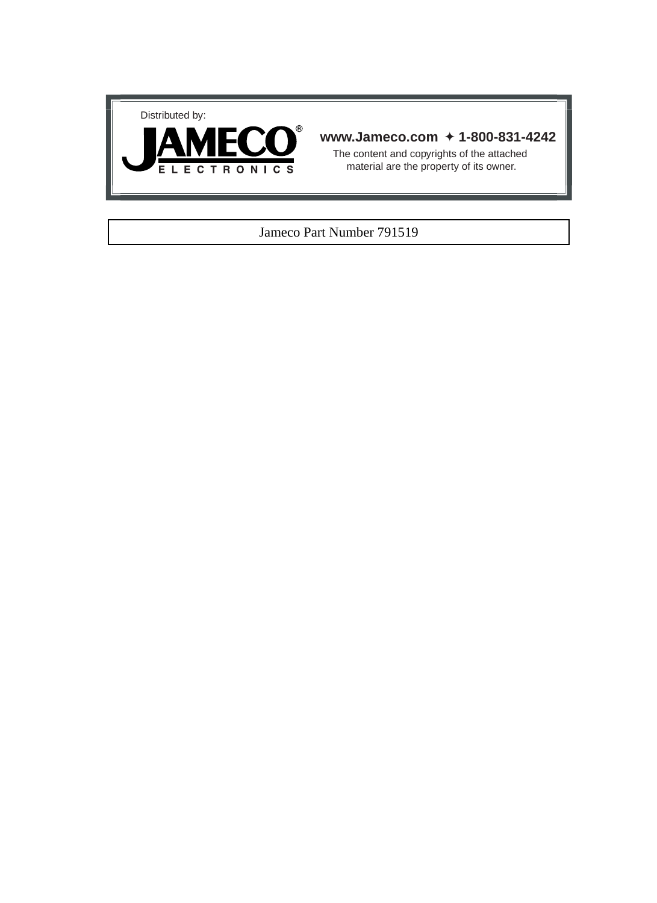Distributed by:

**JAMECO®**
**ELECTRONICS**

**www.Jameco.com ✦ 1-800-831-4242**

The content and copyrights of the attached material are the property of its owner.

Jameco Part Number 791519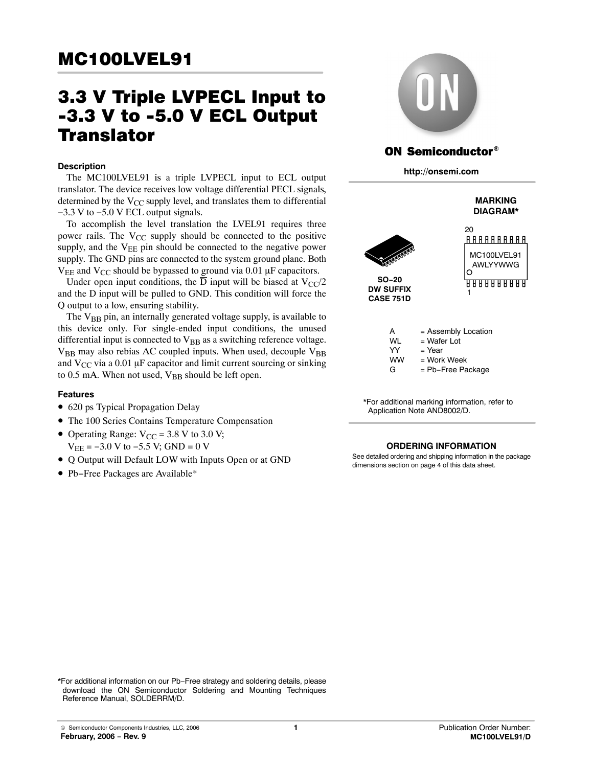# MC100LVEL91

# 3.3 V Triple LVPECL Input to -3.3 V to -5.0 V ECL Output Translator

### Description

The MC100LVEL91 is a triple LVPECL input to ECL output translator. The device receives low voltage differential PECL signals, determined by the $V_{CC}$ supply level, and translates them to differential −3.3 V to −5.0 V ECL output signals.

To accomplish the level translation the LVEL91 requires three power rails. The $V_{CC}$ supply should be connected to the positive supply, and the $V_{EE}$ pin should be connected to the negative power supply. The GND pins are connected to the system ground plane. Both $V_{EE}$ and $V_{CC}$ should be bypassed to ground via 0.01 μF capacitors.

Under open input conditions, the $\overline{D}$ input will be biased at $V_{CC}/2$ and the D input will be pulled to GND. This condition will force the Q output to a low, ensuring stability.

The $V_{BB}$ pin, an internally generated voltage supply, is available to this device only. For single-ended input conditions, the unused differential input is connected to $V_{BB}$ as a switching reference voltage. $V_{BB}$ may also rebias AC coupled inputs. When used, decouple $V_{BB}$ and $V_{CC}$ via a 0.01 μF capacitor and limit current sourcing or sinking to 0.5 mA. When not used, $V_{BB}$ should be left open.

### Features

- 620 ps Typical Propagation Delay
- The 100 Series Contains Temperature Compensation
- Operating Range: $V_{CC}$ = 3.8 V to 3.0 V; $V_{EE}$ = −3.0 V to −5.5 V; GND = 0 V
- Q Output will Default LOW with Inputs Open or at GND
- Pb−Free Packages are Available*

ON Semiconductor®

http://onsemi.com

SO−20
DW SUFFIX
CASE 751D

**MARKING DIAGRAM***

20

MC100LVEL91
AWLYYWWG

1

A = Assembly Location
WL = Wafer Lot
YY = Year
WW = Work Week
G = Pb−Free Package

*For additional marking information, refer to Application Note AND8002/D.

**ORDERING INFORMATION**

See detailed ordering and shipping information in the package dimensions section on page 4 of this data sheet.

*For additional information on our Pb−Free strategy and soldering details, please download the ON Semiconductor Soldering and Mounting Techniques Reference Manual, SOLDERRM/D.

© Semiconductor Components Industries, LLC, 2006

February, 2006 − Rev. 9

Publication Order Number:
MC100LVEL91/D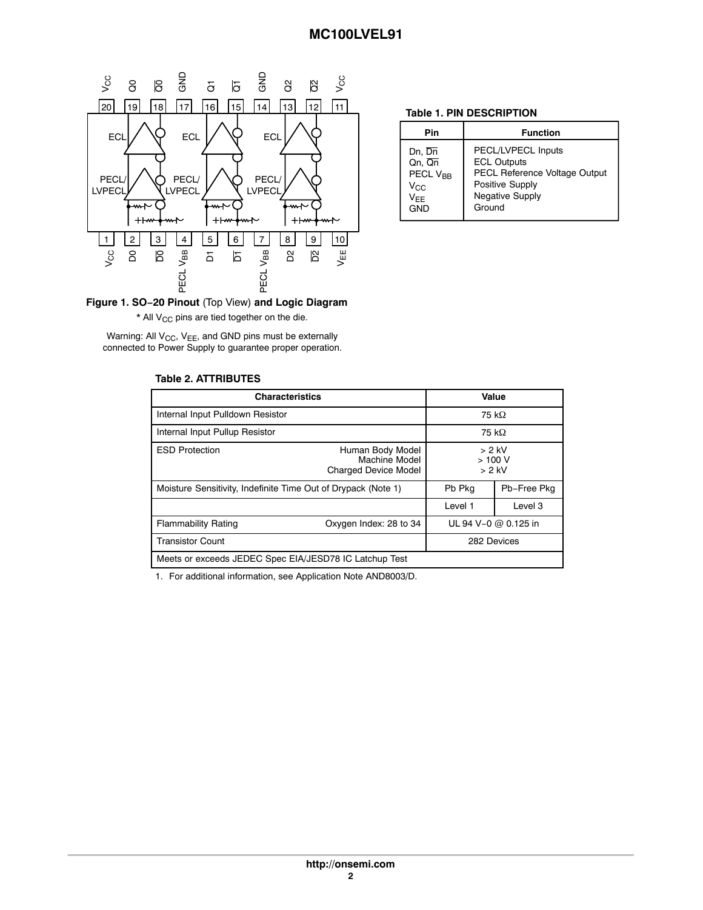Figure 1. SO−20 Pinout (Top View) and Logic Diagram

* All $V_{CC}$ pins are tied together on the die.

Warning: All $V_{CC}$, $V_{EE}$, and GND pins must be externally connected to Power Supply to guarantee proper operation.

**Table 1. PIN DESCRIPTION**

| Pin | Function |
|---|---|
| Dn, $\overline{Dn}$ | PECL/LVPECL Inputs |
| Qn, $\overline{Qn}$ | ECL Outputs |
| PECL $V_{BB}$ | PECL Reference Voltage Output |
| $V_{CC}$ | Positive Supply |
| $V_{EE}$ | Negative Supply |
| GND | Ground |

**Table 2. ATTRIBUTES**

| Characteristics | | Value | |
|---|---|---|---|
| Internal Input Pulldown Resistor | | 75 kΩ | |
| Internal Input Pullup Resistor | | 75 kΩ | |
| ESD Protection | Human Body Model<br>Machine Model<br>Charged Device Model | > 2 kV<br>> 100 V<br>> 2 kV | |
| Moisture Sensitivity, Indefinite Time Out of Drypack (Note 1) | | Pb Pkg | Pb−Free Pkg |
| | | Level 1 | Level 3 |
| Flammability Rating | Oxygen Index: 28 to 34 | UL 94 V−0 @ 0.125 in | |
| Transistor Count | | 282 Devices | |
| Meets or exceeds JEDEC Spec EIA/JESD78 IC Latchup Test | | | |

1. For additional information, see Application Note AND8003/D.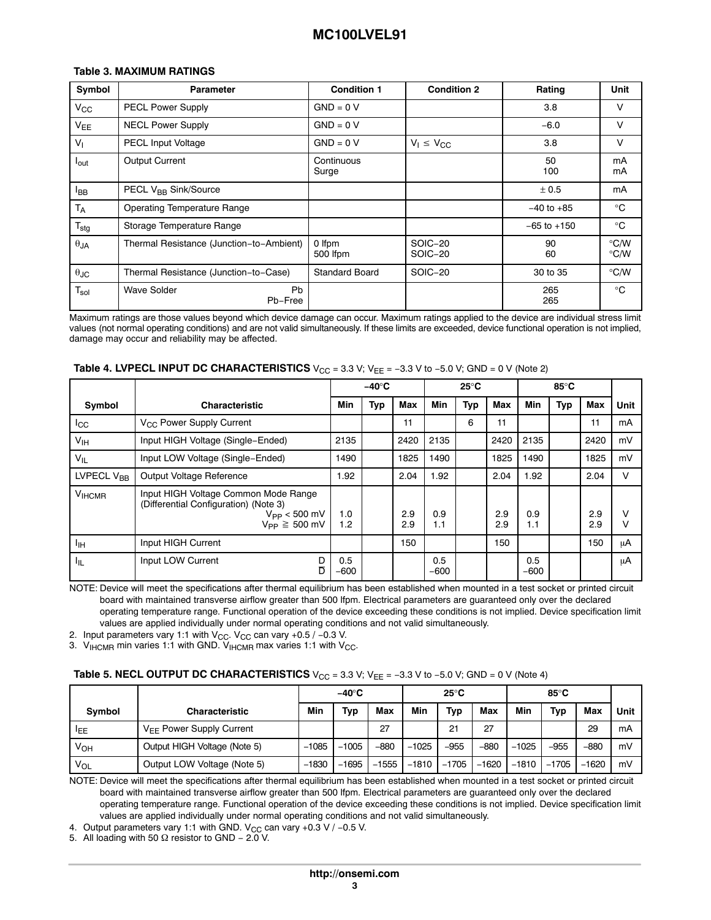**Table 3. MAXIMUM RATINGS**

| Symbol | Parameter | Condition 1 | Condition 2 | Rating | Unit |
|---|---|---|---|---|---|
| $V_{CC}$ | PECL Power Supply | GND = 0 V | | 3.8 | V |
| $V_{EE}$ | NECL Power Supply | GND = 0 V | | −6.0 | V |
| $V_I$ | PECL Input Voltage | GND = 0 V | $V_I \leq V_{CC}$ | 3.8 | V |
| $I_{out}$ | Output Current | Continuous<br>Surge | | 50<br>100 | mA<br>mA |
| $I_{BB}$ | PECL $V_{BB}$ Sink/Source | | | ± 0.5 | mA |
| $T_A$ | Operating Temperature Range | | | −40 to +85 | °C |
| $T_{stg}$ | Storage Temperature Range | | | −65 to +150 | °C |
| $\theta_{JA}$ | Thermal Resistance (Junction−to−Ambient) | 0 lfpm<br>500 lfpm | SOIC−20<br>SOIC−20 | 90<br>60 | °C/W<br>°C/W |
| $\theta_{JC}$ | Thermal Resistance (Junction−to−Case) | Standard Board | SOIC−20 | 30 to 35 | °C/W |
| $T_{sol}$ | Wave Solder Pb<br>Pb−Free | | | 265<br>265 | °C |

Maximum ratings are those values beyond which device damage can occur. Maximum ratings applied to the device are individual stress limit values (not normal operating conditions) and are not valid simultaneously. If these limits are exceeded, device functional operation is not implied, damage may occur and reliability may be affected.

**Table 4. LVPECL INPUT DC CHARACTERISTICS** $V_{CC}$ = 3.3 V; $V_{EE}$ = −3.3 V to −5.0 V; GND = 0 V (Note 2)

| | | −40°C | | | 25°C | | | 85°C | | | |
|---|---|---|---|---|---|---|---|---|---|---|---|
| Symbol | Characteristic | Min | Typ | Max | Min | Typ | Max | Min | Typ | Max | Unit |
| $I_{CC}$ | $V_{CC}$ Power Supply Current | | | 11 | | 6 | 11 | | | 11 | mA |
| $V_{IH}$ | Input HIGH Voltage (Single−Ended) | 2135 | | 2420 | 2135 | | 2420 | 2135 | | 2420 | mV |
| $V_{IL}$ | Input LOW Voltage (Single−Ended) | 1490 | | 1825 | 1490 | | 1825 | 1490 | | 1825 | mV |
| LVPECL $V_{BB}$ | Output Voltage Reference | 1.92 | | 2.04 | 1.92 | | 2.04 | 1.92 | | 2.04 | V |
| $V_{IHCMR}$ | Input HIGH Voltage Common Mode Range (Differential Configuration) (Note 3)<br>$V_{PP}$ < 500 mV<br>$V_{PP} \geqq$ 500 mV | 1.0<br>1.2 | | 2.9<br>2.9 | 0.9<br>1.1 | | 2.9<br>2.9 | 0.9<br>1.1 | | 2.9<br>2.9 | V<br>V |
| $I_{IH}$ | Input HIGH Current | | | 150 | | | 150 | | | 150 | μA |
| $I_{IL}$ | Input LOW Current D<br>$\overline{D}$ | 0.5<br>−600 | | | 0.5<br>−600 | | | 0.5<br>−600 | | | μA |

NOTE: Device will meet the specifications after thermal equilibrium has been established when mounted in a test socket or printed circuit board with maintained transverse airflow greater than 500 lfpm. Electrical parameters are guaranteed only over the declared operating temperature range. Functional operation of the device exceeding these conditions is not implied. Device specification limit values are applied individually under normal operating conditions and not valid simultaneously.

2. Input parameters vary 1:1 with $V_{CC}$. $V_{CC}$ can vary +0.5 / −0.3 V.
3. $V_{IHCMR}$ min varies 1:1 with GND. $V_{IHCMR}$ max varies 1:1 with $V_{CC}$.

**Table 5. NECL OUTPUT DC CHARACTERISTICS** $V_{CC}$ = 3.3 V; $V_{EE}$ = −3.3 V to −5.0 V; GND = 0 V (Note 4)

| | | −40°C | | | 25°C | | | 85°C | | | |
|---|---|---|---|---|---|---|---|---|---|---|---|
| Symbol | Characteristic | Min | Typ | Max | Min | Typ | Max | Min | Typ | Max | Unit |
| $I_{EE}$ | $V_{EE}$ Power Supply Current | | | 27 | | 21 | 27 | | | 29 | mA |
| $V_{OH}$ | Output HIGH Voltage (Note 5) | −1085 | −1005 | −880 | −1025 | −955 | −880 | −1025 | −955 | −880 | mV |
| $V_{OL}$ | Output LOW Voltage (Note 5) | −1830 | −1695 | −1555 | −1810 | −1705 | −1620 | −1810 | −1705 | −1620 | mV |

NOTE: Device will meet the specifications after thermal equilibrium has been established when mounted in a test socket or printed circuit board with maintained transverse airflow greater than 500 lfpm. Electrical parameters are guaranteed only over the declared operating temperature range. Functional operation of the device exceeding these conditions is not implied. Device specification limit values are applied individually under normal operating conditions and not valid simultaneously.

4. Output parameters vary 1:1 with GND. $V_{CC}$ can vary +0.3 V / −0.5 V.
5. All loading with 50 Ω resistor to GND − 2.0 V.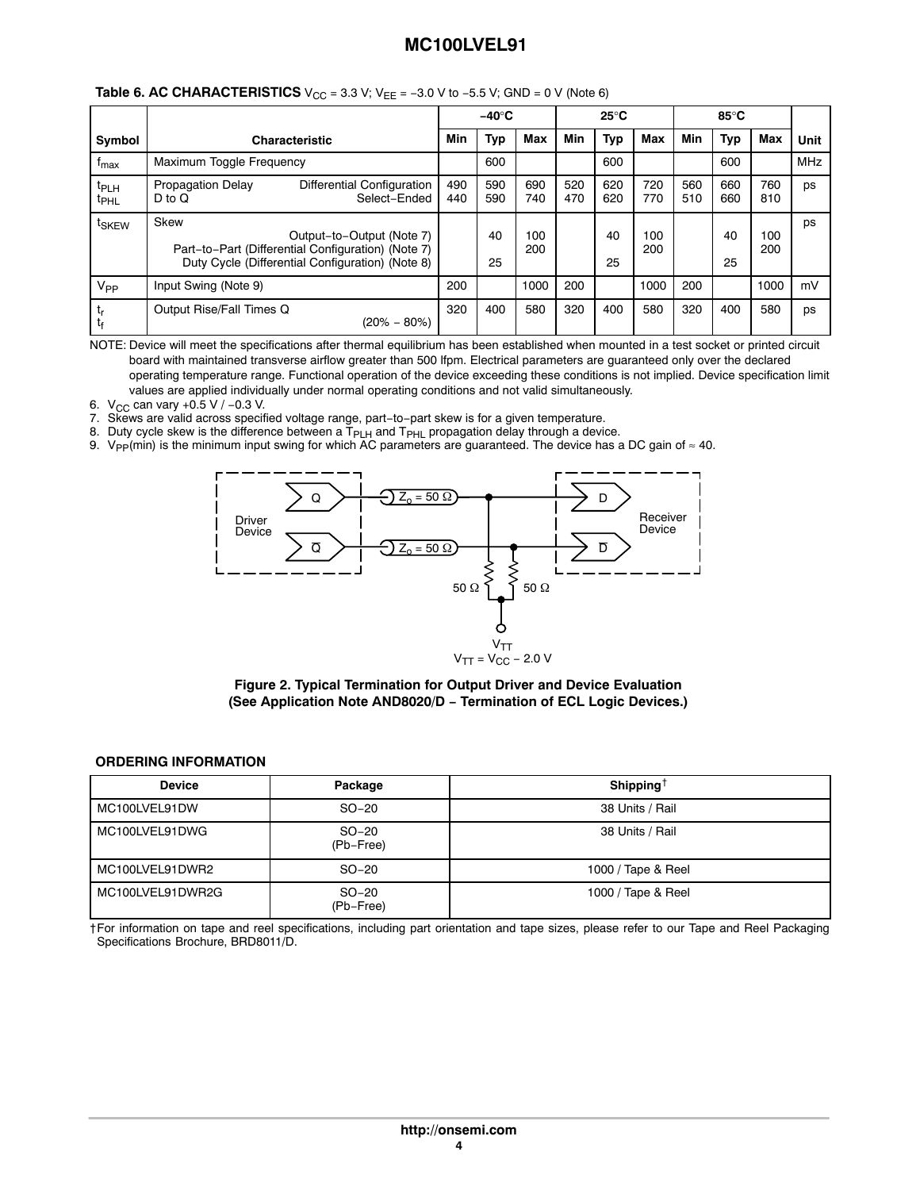**Table 6. AC CHARACTERISTICS** $V_{CC}$ = 3.3 V; $V_{EE}$ = −3.0 V to −5.5 V; GND = 0 V (Note 6)

| | | −40°C | | | 25°C | | | 85°C | | | |
|---|---|---|---|---|---|---|---|---|---|---|---|
| **Symbol** | **Characteristic** | **Min** | **Typ** | **Max** | **Min** | **Typ** | **Max** | **Min** | **Typ** | **Max** | **Unit** |
| $f_{max}$ | Maximum Toggle Frequency | | 600 | | | 600 | | | 600 | | MHz |
| $t_{PLH}$ $t_{PHL}$ | Propagation Delay D to Q — Differential Configuration / Select−Ended | 490 440 | 590 590 | 690 740 | 520 470 | 620 620 | 720 770 | 560 510 | 660 660 | 760 810 | ps |
| $t_{SKEW}$ | Skew: Output−to−Output (Note 7); Part−to−Part (Differential Configuration) (Note 7); Duty Cycle (Differential Configuration) (Note 8) | | 40 / / 25 | 100 / 200 | | 40 / / 25 | 100 / 200 | | 40 / / 25 | 100 / 200 | ps |
| $V_{PP}$ | Input Swing (Note 9) | 200 | | 1000 | 200 | | 1000 | 200 | | 1000 | mV |
| $t_r$ $t_f$ | Output Rise/Fall Times Q (20% − 80%) | 320 | 400 | 580 | 320 | 400 | 580 | 320 | 400 | 580 | ps |

NOTE: Device will meet the specifications after thermal equilibrium has been established when mounted in a test socket or printed circuit board with maintained transverse airflow greater than 500 lfpm. Electrical parameters are guaranteed only over the declared operating temperature range. Functional operation of the device exceeding these conditions is not implied. Device specification limit values are applied individually under normal operating conditions and not valid simultaneously.

6. $V_{CC}$ can vary +0.5 V / −0.3 V.
7. Skews are valid across specified voltage range, part−to−part skew is for a given temperature.
8. Duty cycle skew is the difference between a $T_{PLH}$ and $T_{PHL}$ propagation delay through a device.
9. $V_{PP}$(min) is the minimum input swing for which AC parameters are guaranteed. The device has a DC gain of ≈ 40.

Driver Device — Q, $\overline{Q}$ — $Z_o$ = 50 Ω — Receiver Device — D, $\overline{D}$ — 50 Ω — 50 Ω — $V_{TT}$ — $V_{TT} = V_{CC} - 2.0$ V

**Figure 2. Typical Termination for Output Driver and Device Evaluation (See Application Note AND8020/D − Termination of ECL Logic Devices.)**

**ORDERING INFORMATION**

| Device | Package | Shipping† |
|---|---|---|
| MC100LVEL91DW | SO−20 | 38 Units / Rail |
| MC100LVEL91DWG | SO−20 (Pb−Free) | 38 Units / Rail |
| MC100LVEL91DWR2 | SO−20 | 1000 / Tape & Reel |
| MC100LVEL91DWR2G | SO−20 (Pb−Free) | 1000 / Tape & Reel |

†For information on tape and reel specifications, including part orientation and tape sizes, please refer to our Tape and Reel Packaging Specifications Brochure, BRD8011/D.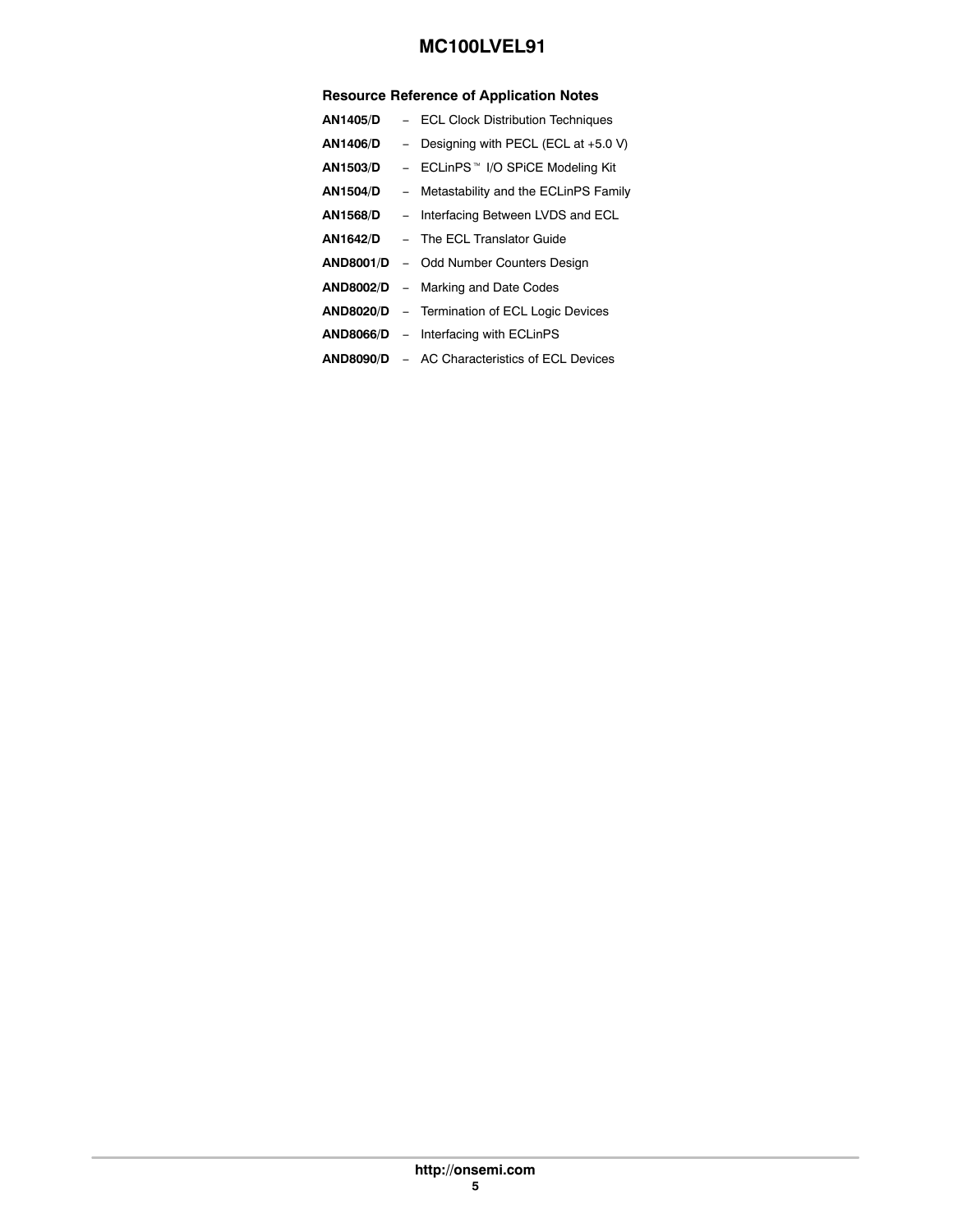### Resource Reference of Application Notes

**AN1405/D** – ECL Clock Distribution Techniques

**AN1406/D** – Designing with PECL (ECL at +5.0 V)

**AN1503/D** – ECLinPS™ I/O SPiCE Modeling Kit

**AN1504/D** – Metastability and the ECLinPS Family

**AN1568/D** – Interfacing Between LVDS and ECL

**AN1642/D** – The ECL Translator Guide

**AND8001/D** – Odd Number Counters Design

**AND8002/D** – Marking and Date Codes

**AND8020/D** – Termination of ECL Logic Devices

**AND8066/D** – Interfacing with ECLinPS

**AND8090/D** – AC Characteristics of ECL Devices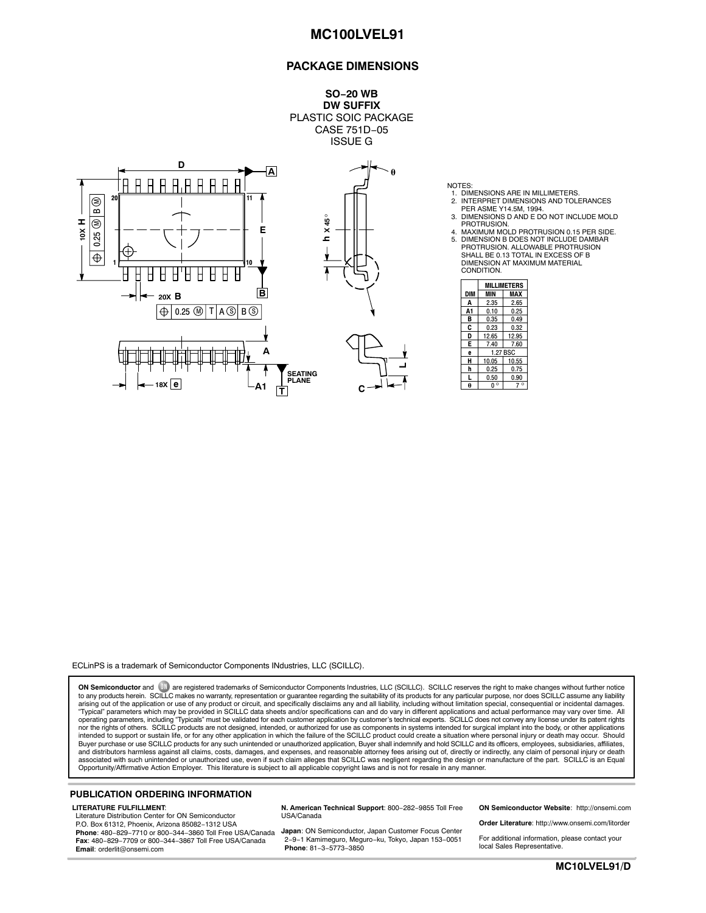## PACKAGE DIMENSIONS

**SO−20 WB**
**DW SUFFIX**
PLASTIC SOIC PACKAGE
CASE 751D−05
ISSUE G

D
A
20
11
10X H
0.25 M B M
E
1
10
B
20X B
0.25 M T A S B S
h X 45°
θ
A
18X e
A1
SEATING PLANE
T
L
C

NOTES:
1. DIMENSIONS ARE IN MILLIMETERS.
2. INTERPRET DIMENSIONS AND TOLERANCES PER ASME Y14.5M, 1994.
3. DIMENSIONS D AND E DO NOT INCLUDE MOLD PROTRUSION.
4. MAXIMUM MOLD PROTRUSION 0.15 PER SIDE.
5. DIMENSION B DOES NOT INCLUDE DAMBAR PROTRUSION. ALLOWABLE PROTRUSION SHALL BE 0.13 TOTAL IN EXCESS OF B DIMENSION AT MAXIMUM MATERIAL CONDITION.

| | MILLIMETERS | |
|---|---|---|
| DIM | MIN | MAX |
| A | 2.35 | 2.65 |
| A1 | 0.10 | 0.25 |
| B | 0.35 | 0.49 |
| C | 0.23 | 0.32 |
| D | 12.65 | 12.95 |
| E | 7.40 | 7.60 |
| e | 1.27 BSC | |
| H | 10.05 | 10.55 |
| h | 0.25 | 0.75 |
| L | 0.50 | 0.90 |
| θ | 0° | 7° |

ECLinPS is a trademark of Semiconductor Components INdustries, LLC (SCILLC).

**ON Semiconductor** and ON are registered trademarks of Semiconductor Components Industries, LLC (SCILLC). SCILLC reserves the right to make changes without further notice to any products herein. SCILLC makes no warranty, representation or guarantee regarding the suitability of its products for any particular purpose, nor does SCILLC assume any liability arising out of the application or use of any product or circuit, and specifically disclaims any and all liability, including without limitation special, consequential or incidental damages. "Typical" parameters which may be provided in SCILLC data sheets and/or specifications can and do vary in different applications and actual performance may vary over time. All operating parameters, including "Typicals" must be validated for each customer application by customer's technical experts. SCILLC does not convey any license under its patent rights nor the rights of others. SCILLC products are not designed, intended, or authorized for use as components in systems intended for surgical implant into the body, or other applications intended to support or sustain life, or for any other application in which the failure of the SCILLC product could create a situation where personal injury or death may occur. Should Buyer purchase or use SCILLC products for any such unintended or unauthorized application, Buyer shall indemnify and hold SCILLC and its officers, employees, subsidiaries, affiliates, and distributors harmless against all claims, costs, damages, and expenses, and reasonable attorney fees arising out of, directly or indirectly, any claim of personal injury or death associated with such unintended or unauthorized use, even if such claim alleges that SCILLC was negligent regarding the design or manufacture of the part. SCILLC is an Equal Opportunity/Affirmative Action Employer. This literature is subject to all applicable copyright laws and is not for resale in any manner.

### PUBLICATION ORDERING INFORMATION

**LITERATURE FULFILLMENT**:
Literature Distribution Center for ON Semiconductor
P.O. Box 61312, Phoenix, Arizona 85082−1312 USA
**Phone**: 480−829−7710 or 800−344−3860 Toll Free USA/Canada
**Fax**: 480−829−7709 or 800−344−3867 Toll Free USA/Canada
**Email**: orderlit@onsemi.com

**N. American Technical Support**: 800−282−9855 Toll Free USA/Canada

**Japan**: ON Semiconductor, Japan Customer Focus Center
2−9−1 Kamimeguro, Meguro−ku, Tokyo, Japan 153−0051
**Phone**: 81−3−5773−3850

**ON Semiconductor Website**: http://onsemi.com

**Order Literature**: http://www.onsemi.com/litorder

For additional information, please contact your local Sales Representative.

**MC10LVEL91/D**